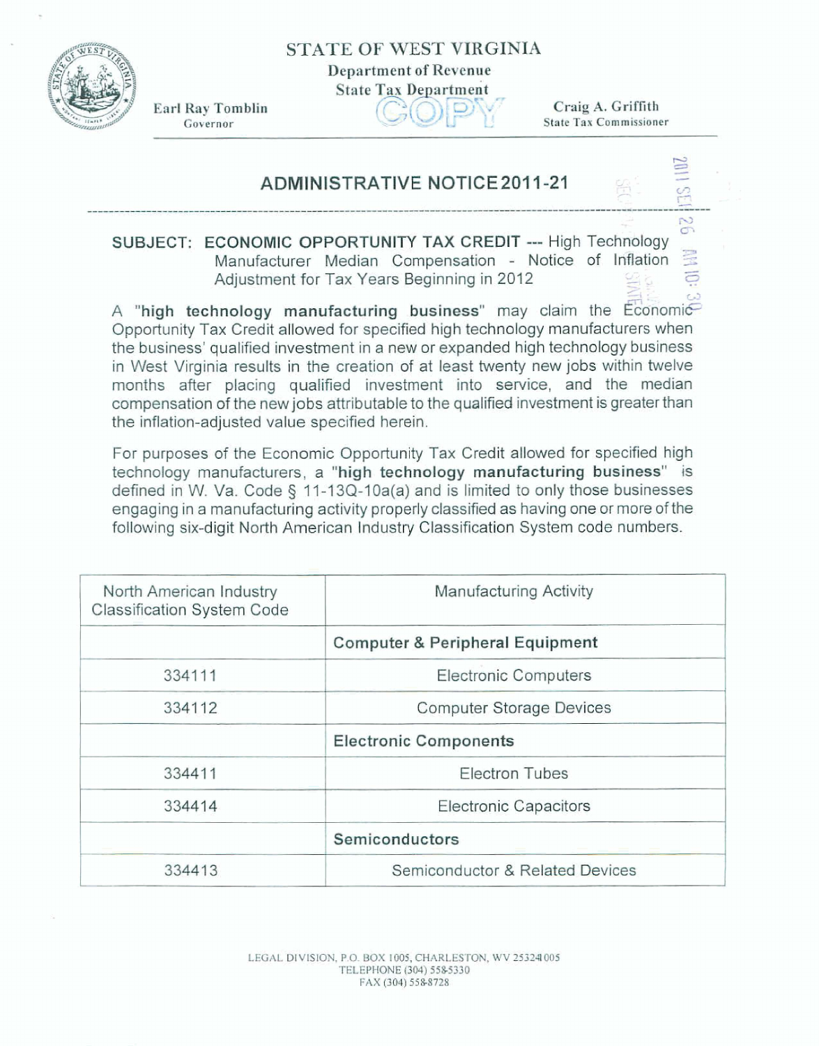STATE OF WEST VIRGINIA

Department of Revenue

State Tax Department

Earl Ray Tomblin
Governor

Craig A. Griffith
State Tax Commissioner

## ADMINISTRATIVE NOTICE 2011-21

**SUBJECT: ECONOMIC OPPORTUNITY TAX CREDIT** --- High Technology Manufacturer Median Compensation - Notice of Inflation Adjustment for Tax Years Beginning in 2012

A "**high technology manufacturing business**" may claim the Economic Opportunity Tax Credit allowed for specified high technology manufacturers when the business' qualified investment in a new or expanded high technology business in West Virginia results in the creation of at least twenty new jobs within twelve months after placing qualified investment into service, and the median compensation of the new jobs attributable to the qualified investment is greater than the inflation-adjusted value specified herein.

For purposes of the Economic Opportunity Tax Credit allowed for specified high technology manufacturers, a "**high technology manufacturing business**" is defined in W. Va. Code § 11-13Q-10a(a) and is limited to only those businesses engaging in a manufacturing activity properly classified as having one or more of the following six-digit North American Industry Classification System code numbers.

| North American Industry Classification System Code | Manufacturing Activity |
|---|---|
| | **Computer & Peripheral Equipment** |
| 334111 | Electronic Computers |
| 334112 | Computer Storage Devices |
| | **Electronic Components** |
| 334411 | Electron Tubes |
| 334414 | Electronic Capacitors |
| | **Semiconductors** |
| 334413 | Semiconductor & Related Devices |

LEGAL DIVISION, P.O. BOX 1005, CHARLESTON, WV 25324-1005
TELEPHONE (304) 558-5330
FAX (304) 558-8728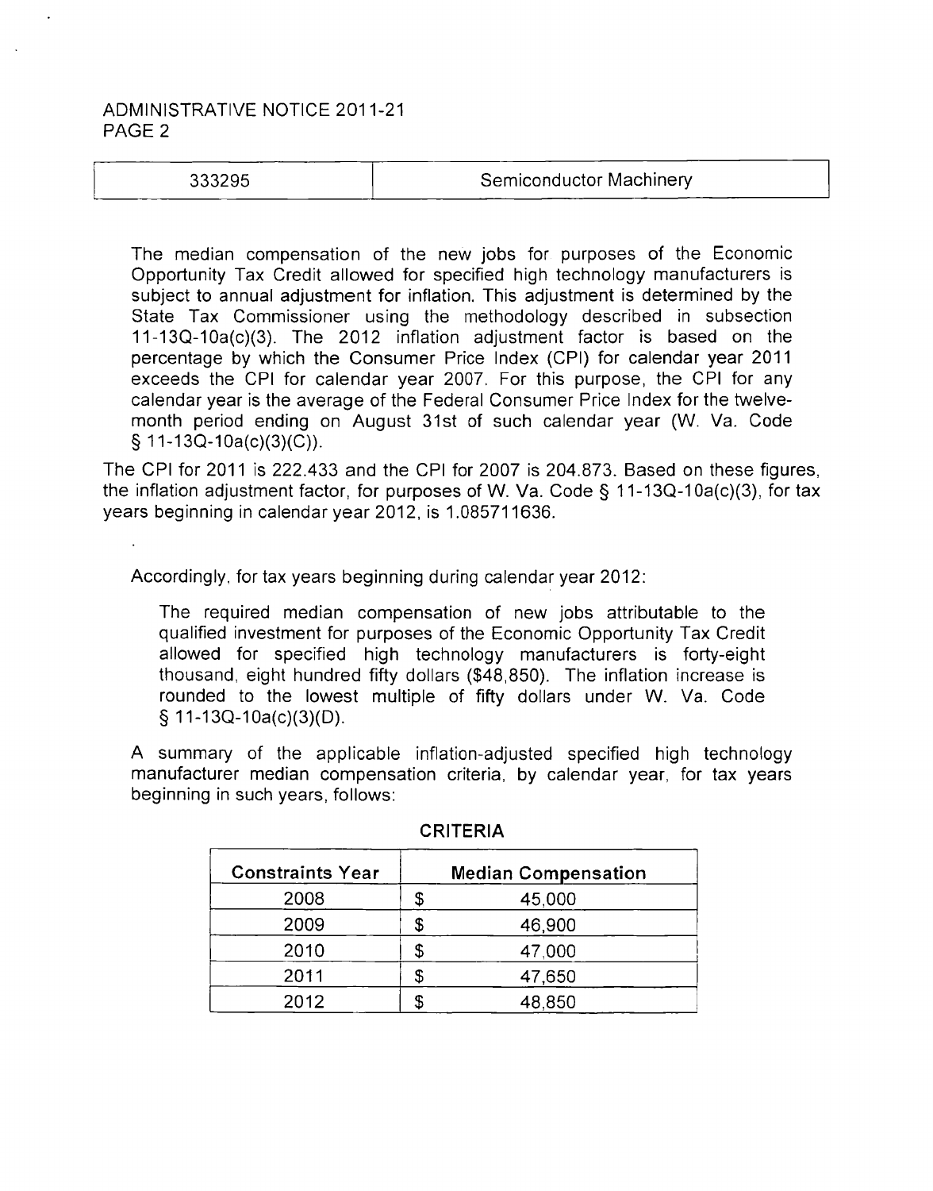| 333295 | Semiconductor Machinery |
|---|---|

The median compensation of the new jobs for purposes of the Economic Opportunity Tax Credit allowed for specified high technology manufacturers is subject to annual adjustment for inflation. This adjustment is determined by the State Tax Commissioner using the methodology described in subsection 11-13Q-10a(c)(3). The 2012 inflation adjustment factor is based on the percentage by which the Consumer Price Index (CPI) for calendar year 2011 exceeds the CPI for calendar year 2007. For this purpose, the CPI for any calendar year is the average of the Federal Consumer Price Index for the twelve-month period ending on August 31st of such calendar year (W. Va. Code § 11-13Q-10a(c)(3)(C)).

The CPI for 2011 is 222.433 and the CPI for 2007 is 204.873. Based on these figures, the inflation adjustment factor, for purposes of W. Va. Code § 11-13Q-10a(c)(3), for tax years beginning in calendar year 2012, is 1.085711636.

Accordingly, for tax years beginning during calendar year 2012:

> The required median compensation of new jobs attributable to the qualified investment for purposes of the Economic Opportunity Tax Credit allowed for specified high technology manufacturers is forty-eight thousand, eight hundred fifty dollars ($48,850). The inflation increase is rounded to the lowest multiple of fifty dollars under W. Va. Code § 11-13Q-10a(c)(3)(D).

A summary of the applicable inflation-adjusted specified high technology manufacturer median compensation criteria, by calendar year, for tax years beginning in such years, follows:

**CRITERIA**

| Constraints Year | Median Compensation |
|---|---|
| 2008 | $ 45,000 |
| 2009 | $ 46,900 |
| 2010 | $ 47,000 |
| 2011 | $ 47,650 |
| 2012 | $ 48,850 |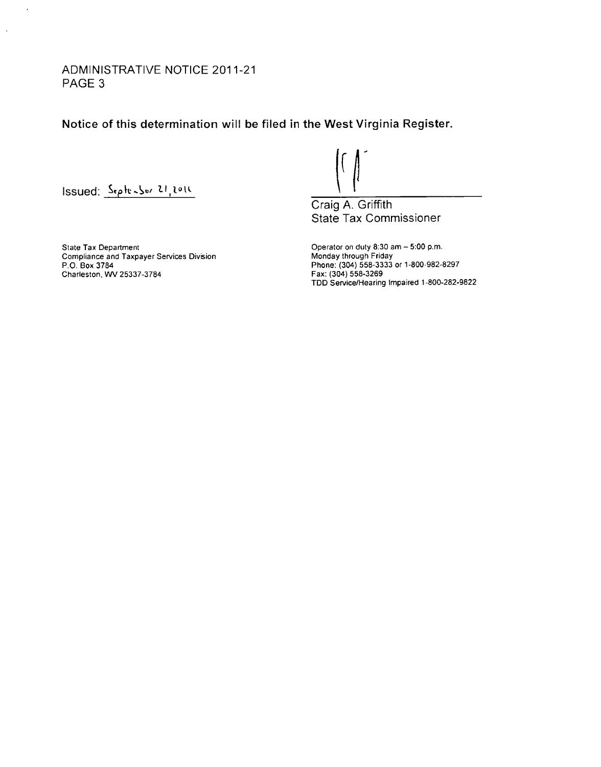ADMINISTRATIVE NOTICE 2011-21

**Notice of this determination will be filed in the West Virginia Register.**

Issued: September 21, 2011

Craig A. Griffith
State Tax Commissioner

State Tax Department
Compliance and Taxpayer Services Division
P.O. Box 3784
Charleston, WV 25337-3784

Operator on duty 8:30 am – 5:00 p.m.
Monday through Friday
Phone: (304) 558-3333 or 1-800-982-8297
Fax: (304) 558-3269
TDD Service/Hearing Impaired 1-800-282-9822